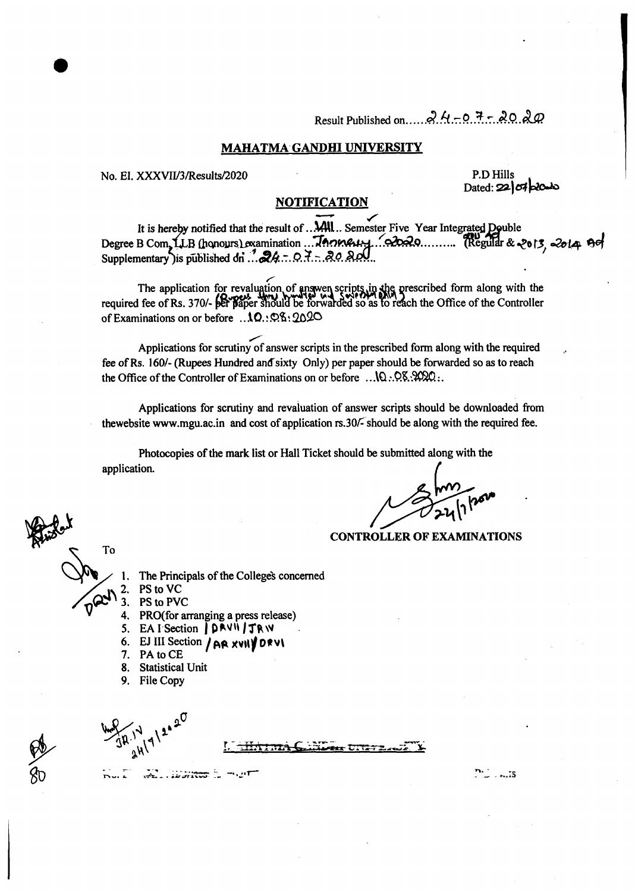Result Published on.....24-07-2020

## MAHATMA GANDHI UNIVERSITY

No. EI. XXXVII/3/Results/2020

P.D Hills
Dated: 22/07/2020

## NOTIFICATION

It is hereby notified that the result of ...VIII.. Semester Five Year Integrated Double Degree B Com, LLB (honours) examination ...January 2020.......... (Regular & 2013, 2014 Adm Supplementary) is published on ..24-07-2020..

The application for revaluation of answer scripts in the prescribed form along with the required fee of Rs. 370/- (Rupees three hundred and seventy only) per paper should be forwarded so as to reach the Office of the Controller of Examinations on or before ..10.08.2020

Applications for scrutiny of answer scripts in the prescribed form along with the required fee of Rs. 160/- (Rupees Hundred and sixty Only) per paper should be forwarded so as to reach the Office of the Controller of Examinations on or before ...10.08.2020..

Applications for scrutiny and revaluation of answer scripts should be downloaded from thewebsite www.mgu.ac.in and cost of application rs.30/- should be along with the required fee.

Photocopies of the mark list or Hall Ticket should be submitted along with the application.

24/7/2020

**CONTROLLER OF EXAMINATIONS**

To

1. The Principals of the Colleges concerned
2. PS to VC
3. PS to PVC
4. PRO(for arranging a press release)
5. EA I Section | DR VII / JR IV
6. EJ III Section / AR XVII / DR VI
7. PA to CE
8. Statistical Unit
9. File Copy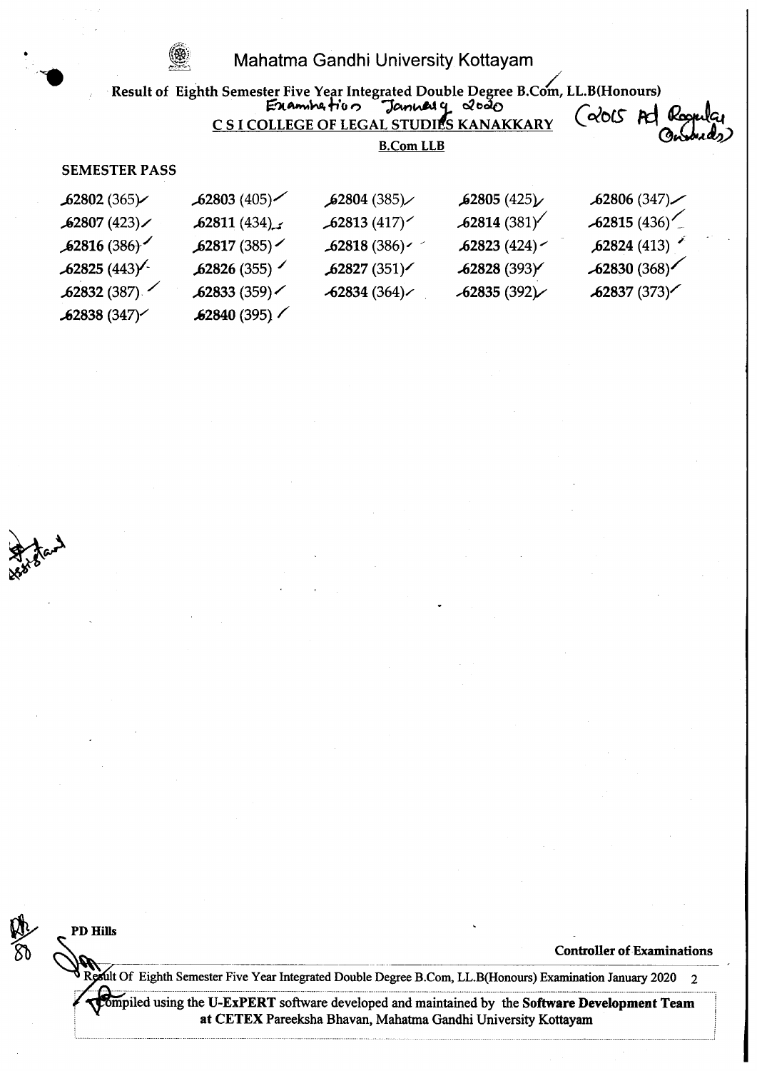# Mahatma Gandhi University Kottayam

Result of Eighth Semester Five Year Integrated Double Degree B.Com, LL.B(Honours)
Examination January 2020 (2015 Ad Regular Onwards)

C S I COLLEGE OF LEGAL STUDIES KANAKKARY

**B.Com LLB**

**SEMESTER PASS**

| | | | | |
|---|---|---|---|---|
| **62802** (365) | **62803** (405) | **62804** (385) | **62805** (425) | **62806** (347) |
| **62807** (423) | **62811** (434) | **62813** (417) | **62814** (381) | **62815** (436) |
| **62816** (386) | **62817** (385) | **62818** (386) | **62823** (424) | **62824** (413) |
| **62825** (443) | **62826** (355) | **62827** (351) | **62828** (393) | **62830** (368) |
| **62832** (387) | **62833** (359) | **62834** (364) | **62835** (392) | **62837** (373) |
| **62838** (347) | **62840** (395) | | | |

Asst. Grad

**PD Hills**

**Controller of Examinations**

Result Of Eighth Semester Five Year Integrated Double Degree B.Com, LL.B(Honours) Examination January 2020

Compiled using the **U-ExPERT** software developed and maintained by the **Software Development Team at CETEX** Pareeksha Bhavan, Mahatma Gandhi University Kottayam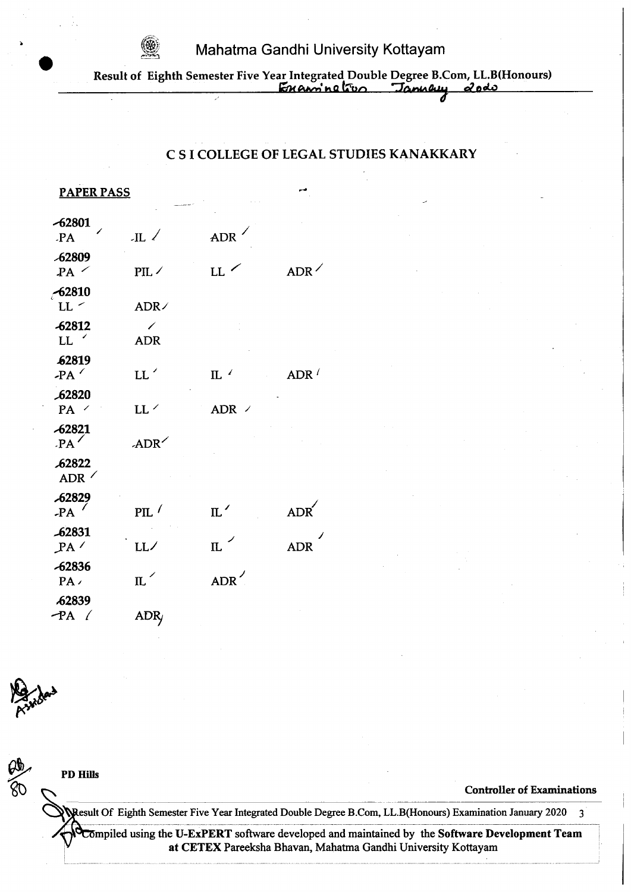# Mahatma Gandhi University Kottayam

**Result of Eighth Semester Five Year Integrated Double Degree B.Com, LL.B(Honours)** Examination January 2020

## C S I COLLEGE OF LEGAL STUDIES KANAKKARY

**PAPER PASS**

**62801**
PA IL ADR

**62809**
PA PIL LL ADR

**62810**
LL ADR

**62812**
LL ADR

**62819**
PA LL IL ADR

**62820**
PA LL ADR

**62821**
PA ADR

**62822**
ADR

**62829**
PA PIL IL ADR

**62831**
PA LL IL ADR

**62836**
PA IL ADR

**62839**
PA ADR

Assistant

**PD Hills**

**Controller of Examinations**

Compiled using the **U-ExPERT** software developed and maintained by the **Software Development Team** at **CETEX** Pareeksha Bhavan, Mahatma Gandhi University Kottayam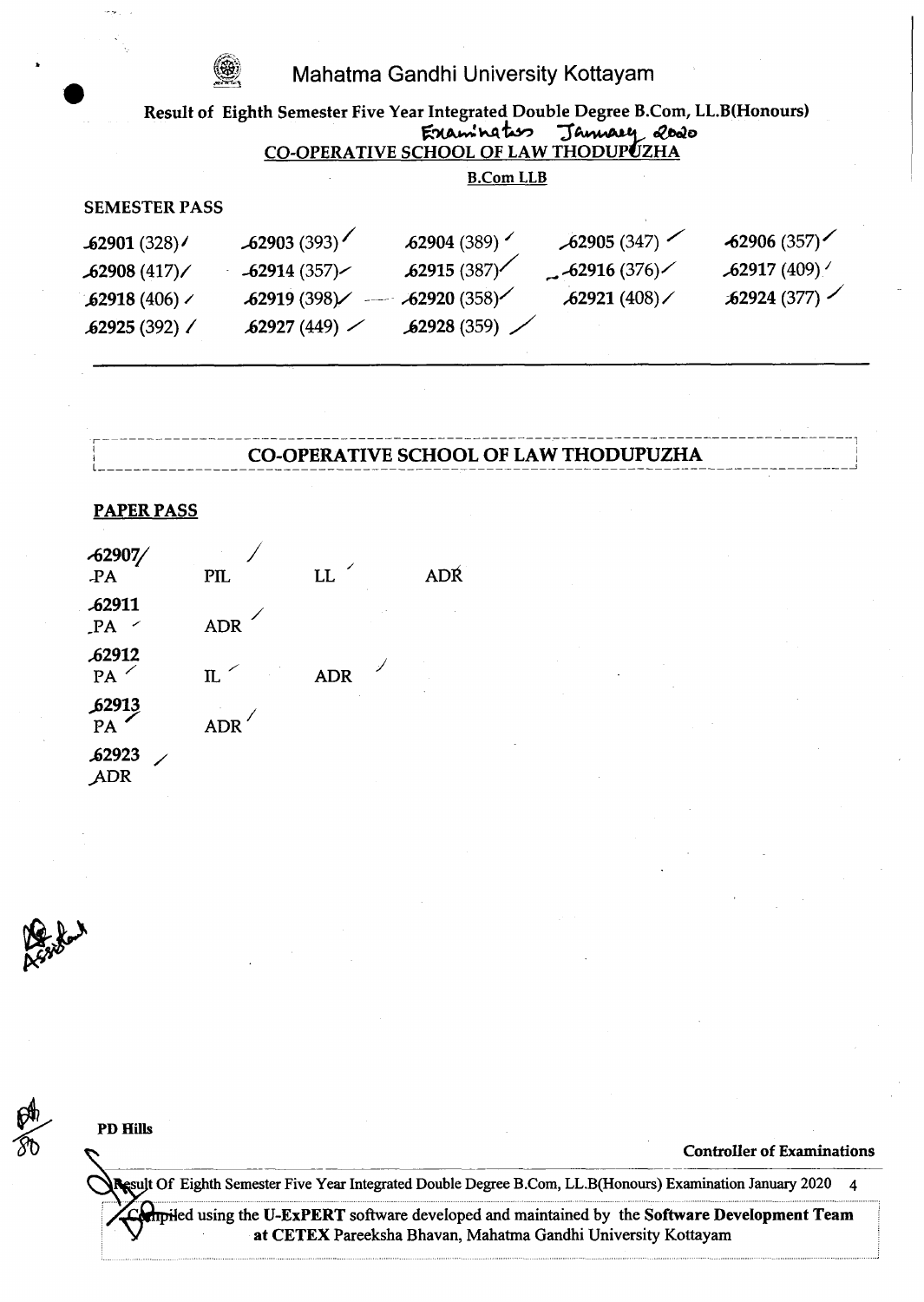# Mahatma Gandhi University Kottayam

**Result of Eighth Semester Five Year Integrated Double Degree B.Com, LL.B(Honours)**
Examinations January 2020

**CO-OPERATIVE SCHOOL OF LAW THODUPUZHA**

**B.Com LLB**

**SEMESTER PASS**

| | | | | |
|---|---|---|---|---|
| **62901** (328) | **62903** (393) | **62904** (389) | **62905** (347) | **62906** (357) |
| **62908** (417) | **62914** (357) | **62915** (387) | **62916** (376) | **62917** (409) |
| **62918** (406) | **62919** (398) | **62920** (358) | **62921** (408) | **62924** (377) |
| **62925** (392) | **62927** (449) | **62928** (359) | | |

---

**CO-OPERATIVE SCHOOL OF LAW THODUPUZHA**

**PAPER PASS**

**62907**
PA PIL LL ADR

**62911**
PA ADR

**62912**
PA IL ADR

**62913**
PA ADR

**62923**
ADR

**PD Hills**

**Controller of Examinations**

Compiled using the **U-ExPERT** software developed and maintained by the **Software Development Team at CETEX** Pareeksha Bhavan, Mahatma Gandhi University Kottayam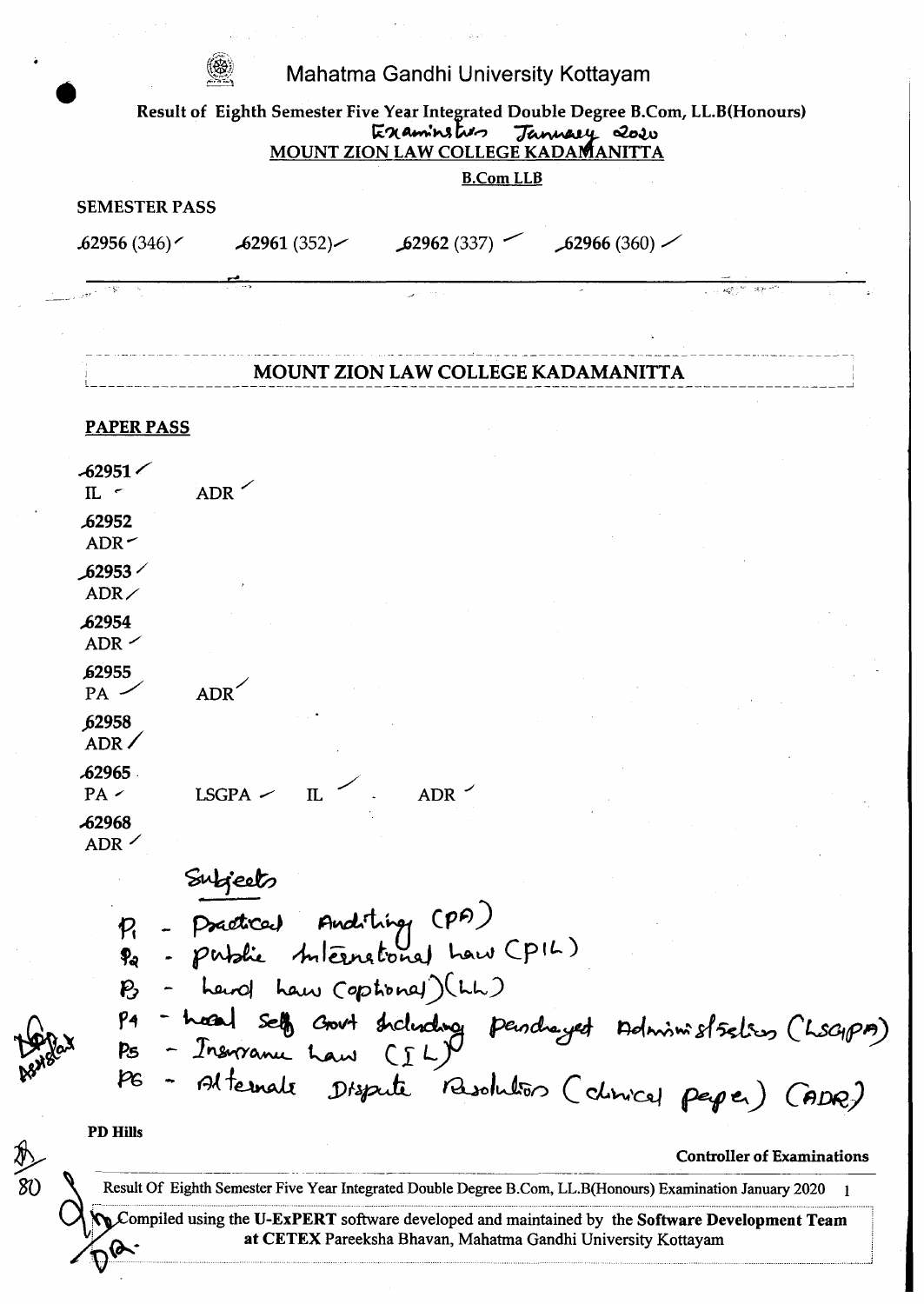# Mahatma Gandhi University Kottayam

**Result of Eighth Semester Five Year Integrated Double Degree B.Com, LL.B(Honours)**
Examinations January 2020

**MOUNT ZION LAW COLLEGE KADAMANITTA**

**B.Com LLB**

**SEMESTER PASS**

**62956** (346)   **62961** (352)   **62962** (337)   **62966** (360)

---

## MOUNT ZION LAW COLLEGE KADAMANITTA

**PAPER PASS**

**62951**
IL   ADR

**62952**
ADR

**62953**
ADR

**62954**
ADR

**62955**
PA   ADR

**62958**
ADR

**62965**
PA   LSGPA   IL   ADR

**62968**
ADR

Subjects

- P1 - Practical Auditing (PA)
- P2 - Public International Law (PIL)
- P3 - Land Law (optional) (LL)
- P4 - Local Self Govt Including Panchayat Administration (LSGPA)
- P5 - Insurance Law (IL)
- P6 - Alternate Dispute Resolution (clinical paper) (ADR)

**PD Hills**

**Controller of Examinations**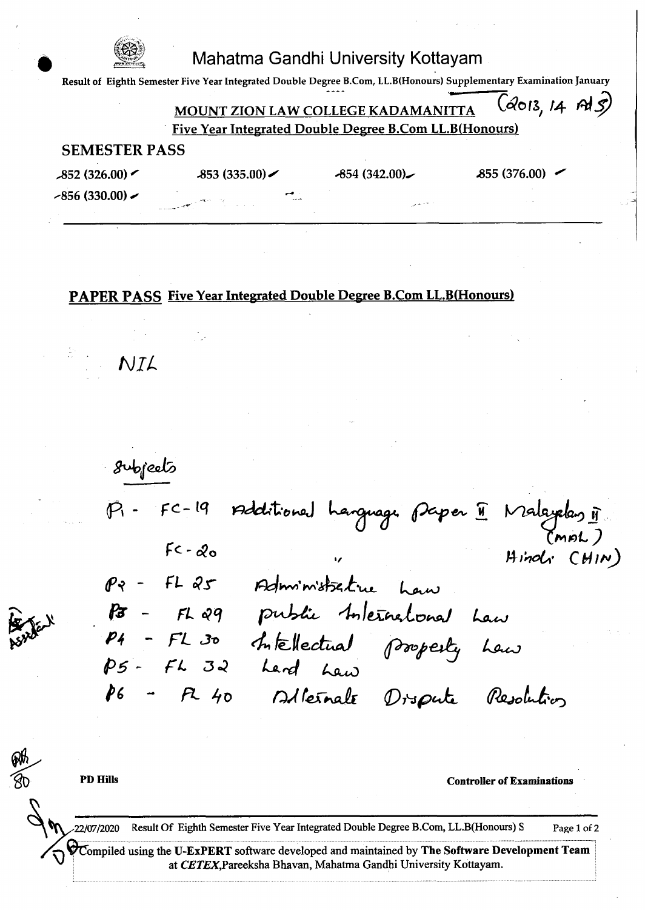# Mahatma Gandhi University Kottayam

Result of Eighth Semester Five Year Integrated Double Degree B.Com, LL.B(Honours) Supplementary Examination January (2013, 14 Ad S)

## MOUNT ZION LAW COLLEGE KADAMANITTA

Five Year Integrated Double Degree B.Com LL.B(Honours)

### SEMESTER PASS

| | | | |
|---|---|---|---|
| 852 (326.00) | 853 (335.00) | 854 (342.00) | 855 (376.00) |
| 856 (330.00) | | | |

### PAPER PASS Five Year Integrated Double Degree B.Com LL.B(Honours)

NIL

Subjects

P1 - FC-19 Additional Language Paper II Malayalam II (MAL)
FC-20 " Hindi (HIN)
P2 - FL 25 Administrative Law
P3 - FL 29 public International Law
P4 - FL 30 Intellectual Property Law
P5 - FL 32 Land Law
P6 - FL 40 Alternate Dispute Resolution

Asst.

PD Hills

Controller of Examinations

22/07/2020 Result Of Eighth Semester Five Year Integrated Double Degree B.Com, LL.B(Honours) S

Compiled using the U-ExPERT software developed and maintained by The Software Development Team at CETEX, Pareeksha Bhavan, Mahatma Gandhi University Kottayam.